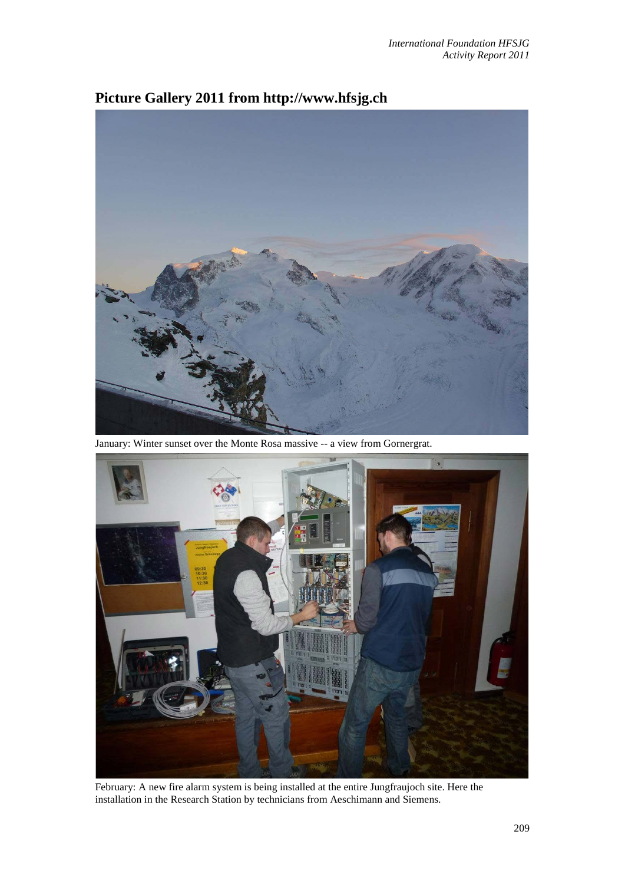# Picture Gallery 2011 from http://www.hfsjg.ch

January: Winter sunset over the Monte Rosa massive -- a view from Gornergrat.

February: A new fire alarm system is being installed at the entire Jungfraujoch site. Here the installation in the Research Station by technicians from Aeschimann and Siemens.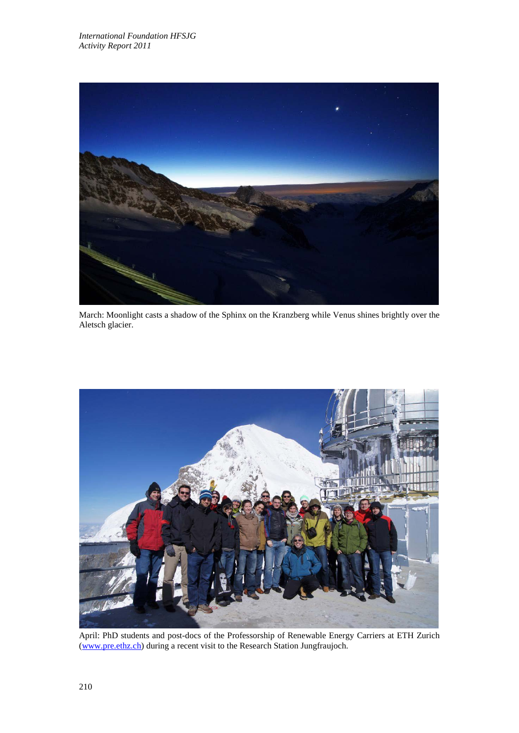March: Moonlight casts a shadow of the Sphinx on the Kranzberg while Venus shines brightly over the Aletsch glacier.

April: PhD students and post-docs of the Professorship of Renewable Energy Carriers at ETH Zurich (www.pre.ethz.ch) during a recent visit to the Research Station Jungfraujoch.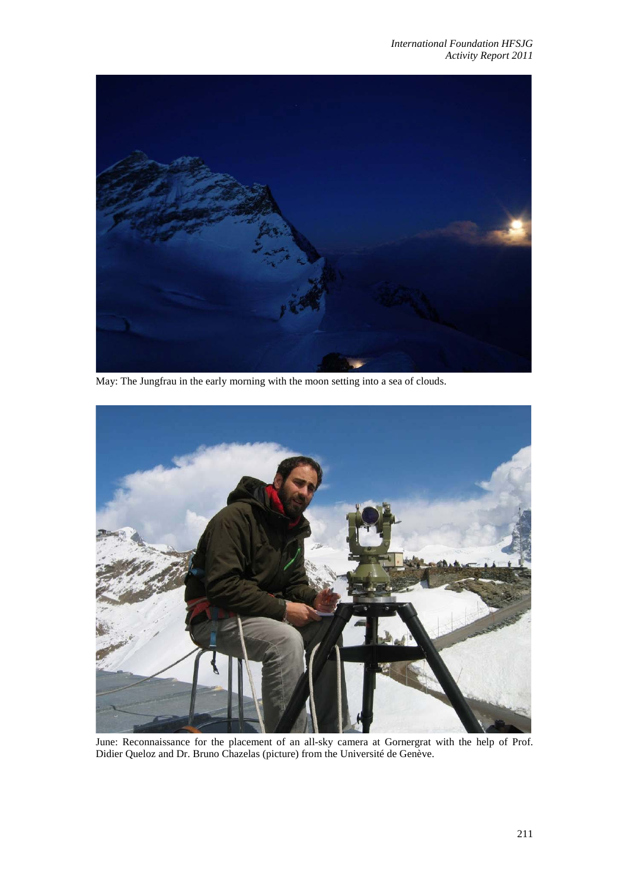May: The Jungfrau in the early morning with the moon setting into a sea of clouds.

June: Reconnaissance for the placement of an all-sky camera at Gornergrat with the help of Prof. Didier Queloz and Dr. Bruno Chazelas (picture) from the Université de Genève.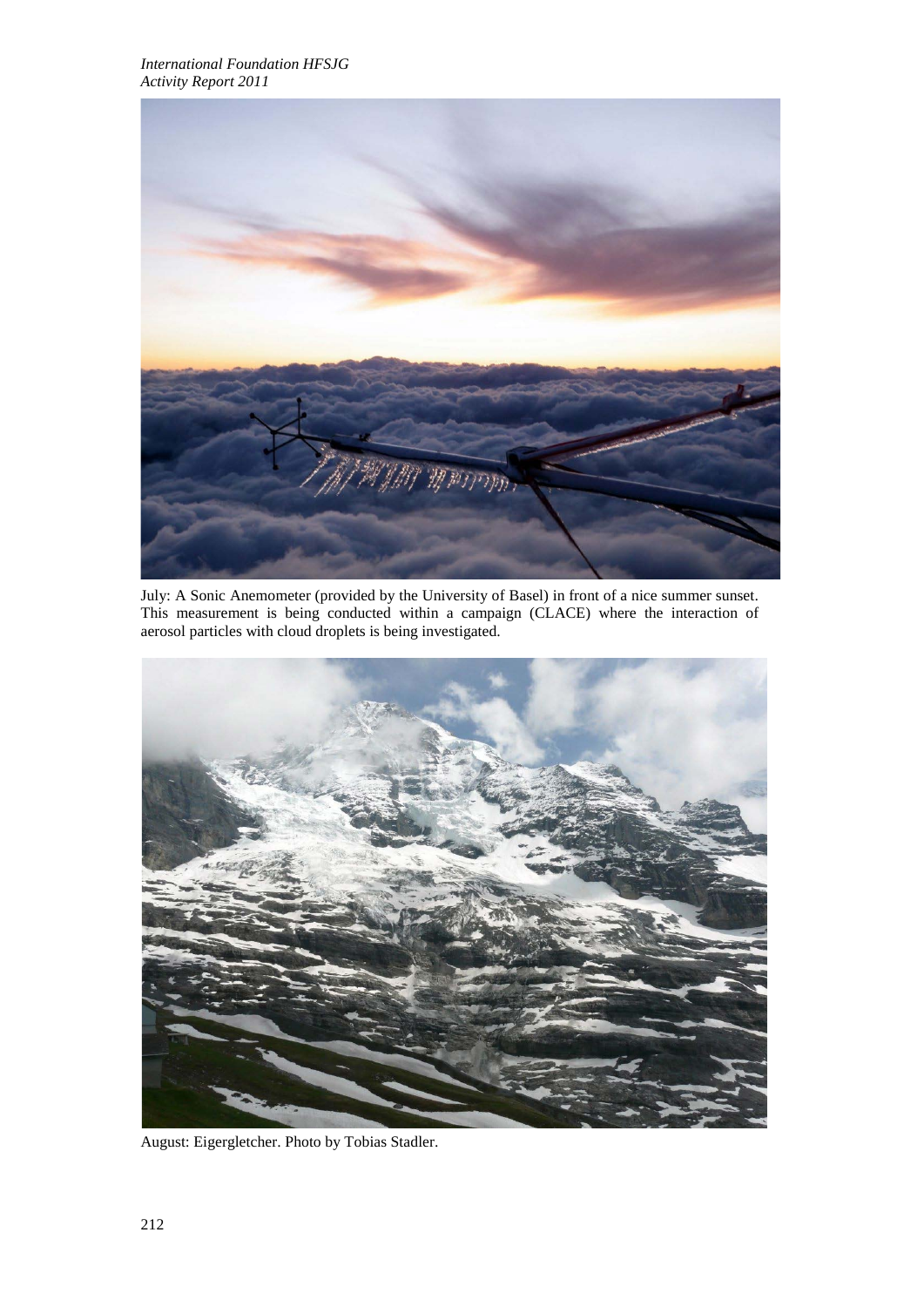July: A Sonic Anemometer (provided by the University of Basel) in front of a nice summer sunset. This measurement is being conducted within a campaign (CLACE) where the interaction of aerosol particles with cloud droplets is being investigated.

August: Eigergletcher. Photo by Tobias Stadler.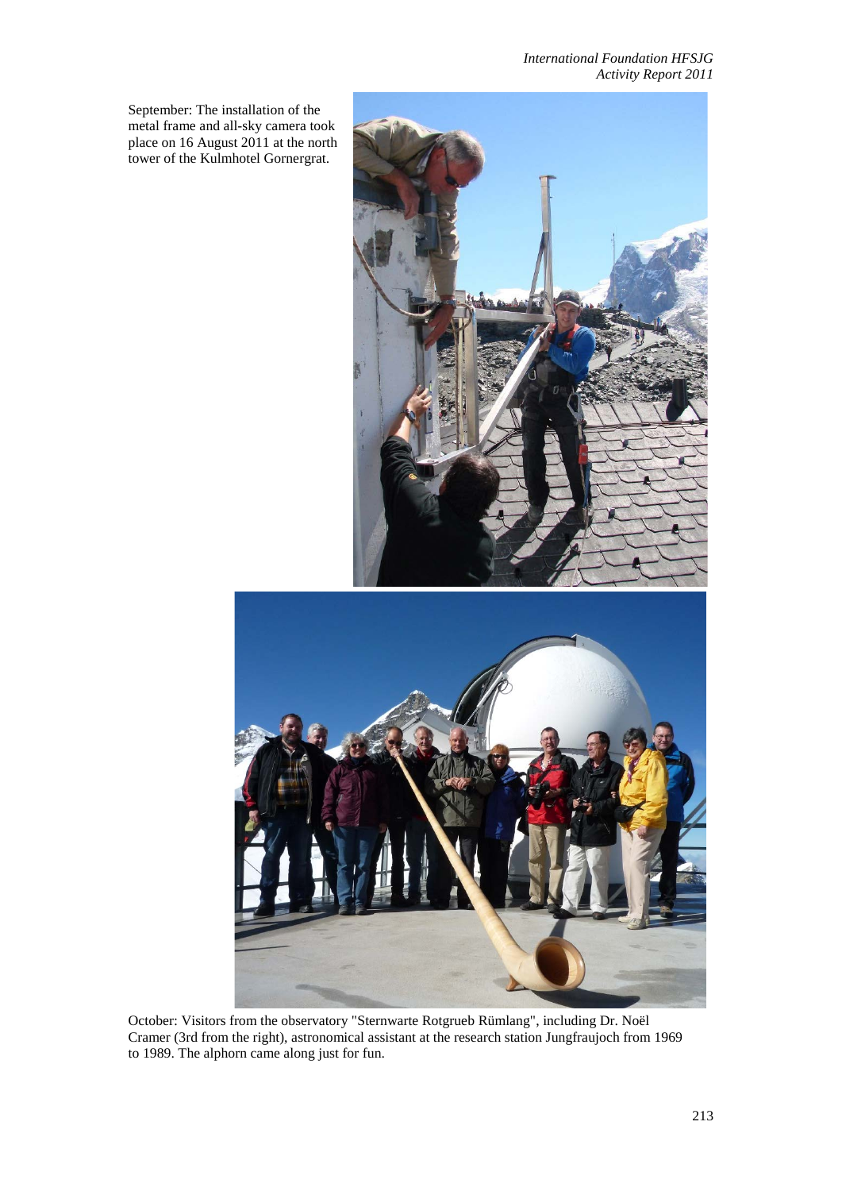September: The installation of the metal frame and all-sky camera took place on 16 August 2011 at the north tower of the Kulmhotel Gornergrat.

October: Visitors from the observatory "Sternwarte Rotgrueb Rümlang", including Dr. Noël Cramer (3rd from the right), astronomical assistant at the research station Jungfraujoch from 1969 to 1989. The alphorn came along just for fun.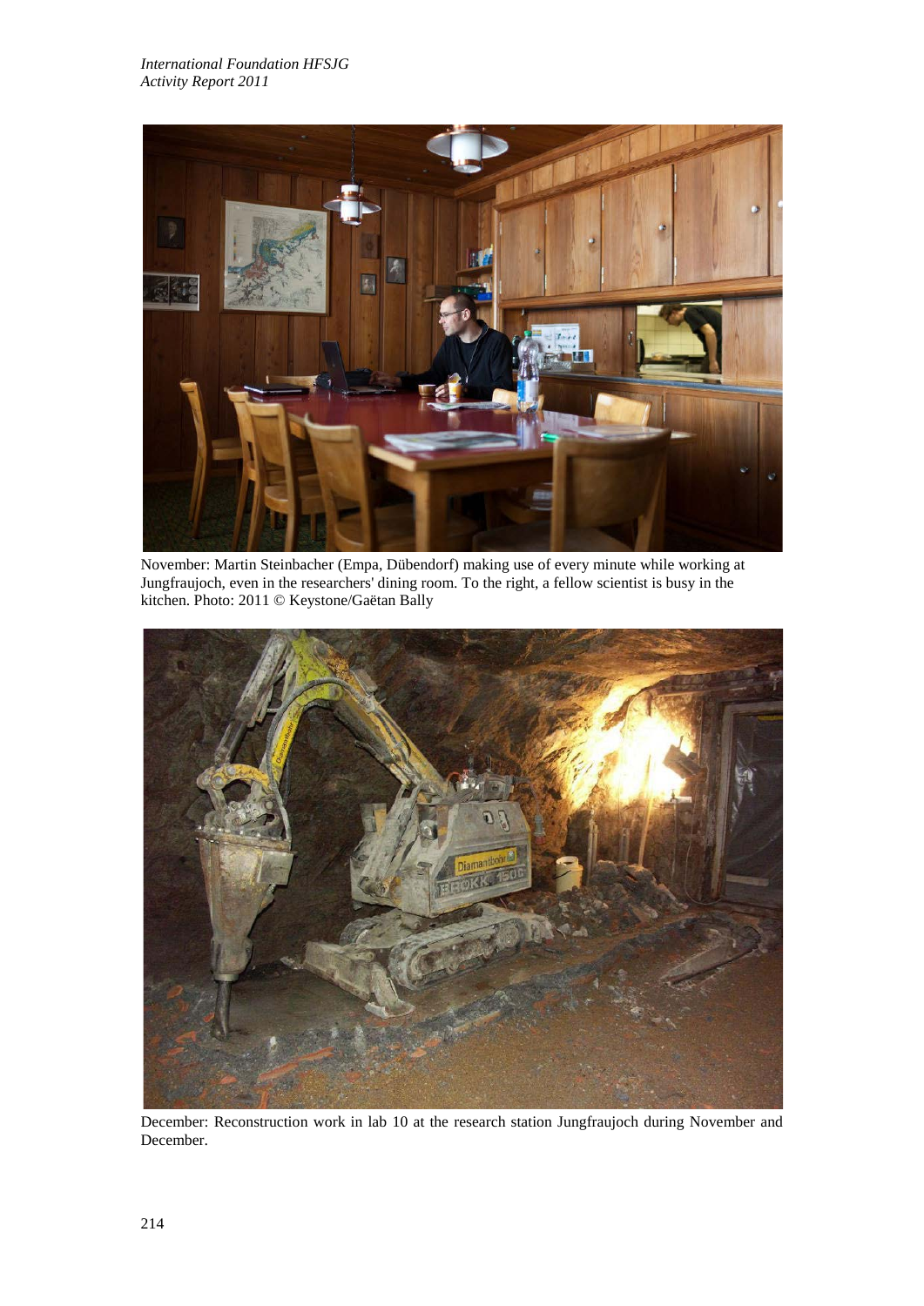November: Martin Steinbacher (Empa, Dübendorf) making use of every minute while working at Jungfraujoch, even in the researchers' dining room. To the right, a fellow scientist is busy in the kitchen. Photo: 2011 © Keystone/Gaëtan Bally

December: Reconstruction work in lab 10 at the research station Jungfraujoch during November and December.